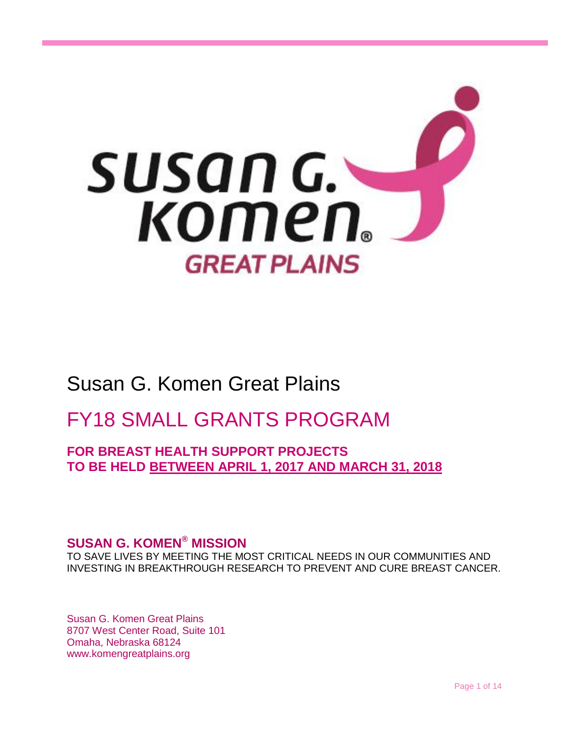# Susan G. Komen Great Plains

## FY18 SMALL GRANTS PROGRAM

### FOR BREAST HEALTH SUPPORT PROJECTS TO BE HELD BETWEEN APRIL 1, 2017 AND MARCH 31, 2018

### SUSAN G. KOMEN® MISSION

TO SAVE LIVES BY MEETING THE MOST CRITICAL NEEDS IN OUR COMMUNITIES AND INVESTING IN BREAKTHROUGH RESEARCH TO PREVENT AND CURE BREAST CANCER.

Susan G. Komen Great Plains
8707 West Center Road, Suite 101
Omaha, Nebraska 68124
www.komengreatplains.org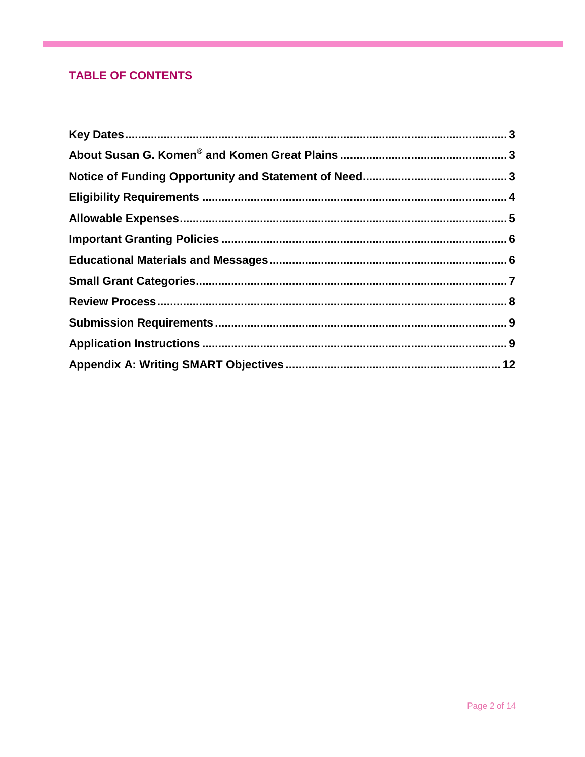## TABLE OF CONTENTS

| Section | Page |
|---|---|
| **Key Dates** | **3** |
| **About Susan G. Komen® and Komen Great Plains** | **3** |
| **Notice of Funding Opportunity and Statement of Need** | **3** |
| **Eligibility Requirements** | **4** |
| **Allowable Expenses** | **5** |
| **Important Granting Policies** | **6** |
| **Educational Materials and Messages** | **6** |
| **Small Grant Categories** | **7** |
| **Review Process** | **8** |
| **Submission Requirements** | **9** |
| **Application Instructions** | **9** |
| **Appendix A: Writing SMART Objectives** | **12** |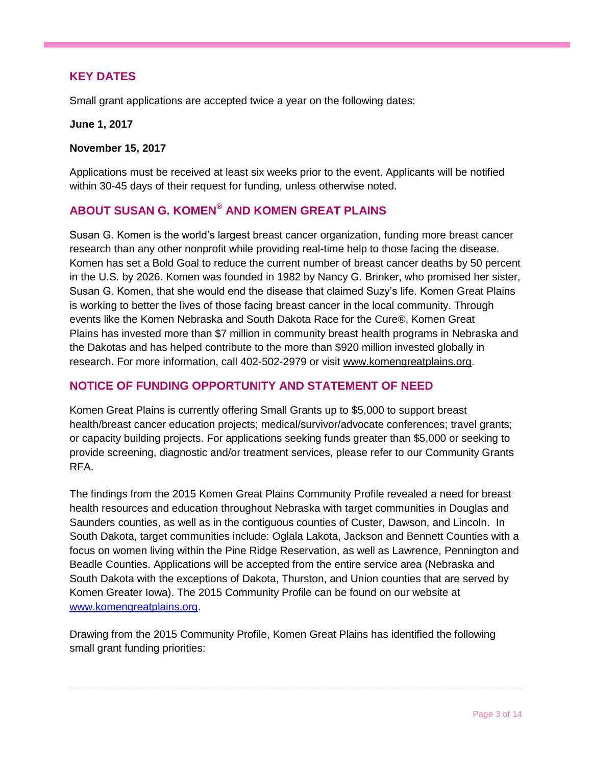## KEY DATES

Small grant applications are accepted twice a year on the following dates:

**June 1, 2017**

**November 15, 2017**

Applications must be received at least six weeks prior to the event. Applicants will be notified within 30-45 days of their request for funding, unless otherwise noted.

## ABOUT SUSAN G. KOMEN® AND KOMEN GREAT PLAINS

Susan G. Komen is the world's largest breast cancer organization, funding more breast cancer research than any other nonprofit while providing real-time help to those facing the disease. Komen has set a Bold Goal to reduce the current number of breast cancer deaths by 50 percent in the U.S. by 2026. Komen was founded in 1982 by Nancy G. Brinker, who promised her sister, Susan G. Komen, that she would end the disease that claimed Suzy's life. Komen Great Plains is working to better the lives of those facing breast cancer in the local community. Through events like the Komen Nebraska and South Dakota Race for the Cure®, Komen Great Plains has invested more than $7 million in community breast health programs in Nebraska and the Dakotas and has helped contribute to the more than $920 million invested globally in research**.** For more information, call 402-502-2979 or visit www.komengreatplains.org.

## NOTICE OF FUNDING OPPORTUNITY AND STATEMENT OF NEED

Komen Great Plains is currently offering Small Grants up to $5,000 to support breast health/breast cancer education projects; medical/survivor/advocate conferences; travel grants; or capacity building projects. For applications seeking funds greater than $5,000 or seeking to provide screening, diagnostic and/or treatment services, please refer to our Community Grants RFA.

The findings from the 2015 Komen Great Plains Community Profile revealed a need for breast health resources and education throughout Nebraska with target communities in Douglas and Saunders counties, as well as in the contiguous counties of Custer, Dawson, and Lincoln. In South Dakota, target communities include: Oglala Lakota, Jackson and Bennett Counties with a focus on women living within the Pine Ridge Reservation, as well as Lawrence, Pennington and Beadle Counties. Applications will be accepted from the entire service area (Nebraska and South Dakota with the exceptions of Dakota, Thurston, and Union counties that are served by Komen Greater Iowa). The 2015 Community Profile can be found on our website at www.komengreatplains.org.

Drawing from the 2015 Community Profile, Komen Great Plains has identified the following small grant funding priorities: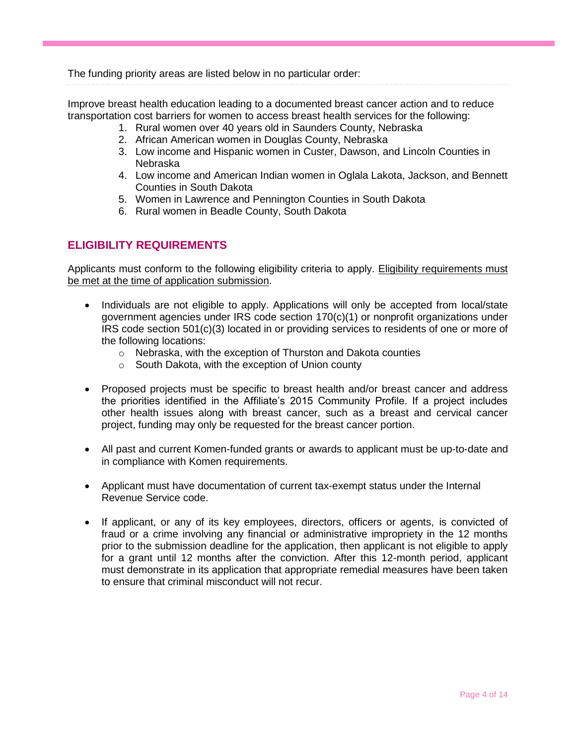The funding priority areas are listed below in no particular order:

Improve breast health education leading to a documented breast cancer action and to reduce transportation cost barriers for women to access breast health services for the following:

1. Rural women over 40 years old in Saunders County, Nebraska
2. African American women in Douglas County, Nebraska
3. Low income and Hispanic women in Custer, Dawson, and Lincoln Counties in Nebraska
4. Low income and American Indian women in Oglala Lakota, Jackson, and Bennett Counties in South Dakota
5. Women in Lawrence and Pennington Counties in South Dakota
6. Rural women in Beadle County, South Dakota

## ELIGIBILITY REQUIREMENTS

Applicants must conform to the following eligibility criteria to apply. Eligibility requirements must be met at the time of application submission.

- Individuals are not eligible to apply. Applications will only be accepted from local/state government agencies under IRS code section 170(c)(1) or nonprofit organizations under IRS code section 501(c)(3) located in or providing services to residents of one or more of the following locations:
  - Nebraska, with the exception of Thurston and Dakota counties
  - South Dakota, with the exception of Union county

- Proposed projects must be specific to breast health and/or breast cancer and address the priorities identified in the Affiliate's 2015 Community Profile. If a project includes other health issues along with breast cancer, such as a breast and cervical cancer project, funding may only be requested for the breast cancer portion.

- All past and current Komen-funded grants or awards to applicant must be up-to-date and in compliance with Komen requirements.

- Applicant must have documentation of current tax-exempt status under the Internal Revenue Service code.

- If applicant, or any of its key employees, directors, officers or agents, is convicted of fraud or a crime involving any financial or administrative impropriety in the 12 months prior to the submission deadline for the application, then applicant is not eligible to apply for a grant until 12 months after the conviction. After this 12-month period, applicant must demonstrate in its application that appropriate remedial measures have been taken to ensure that criminal misconduct will not recur.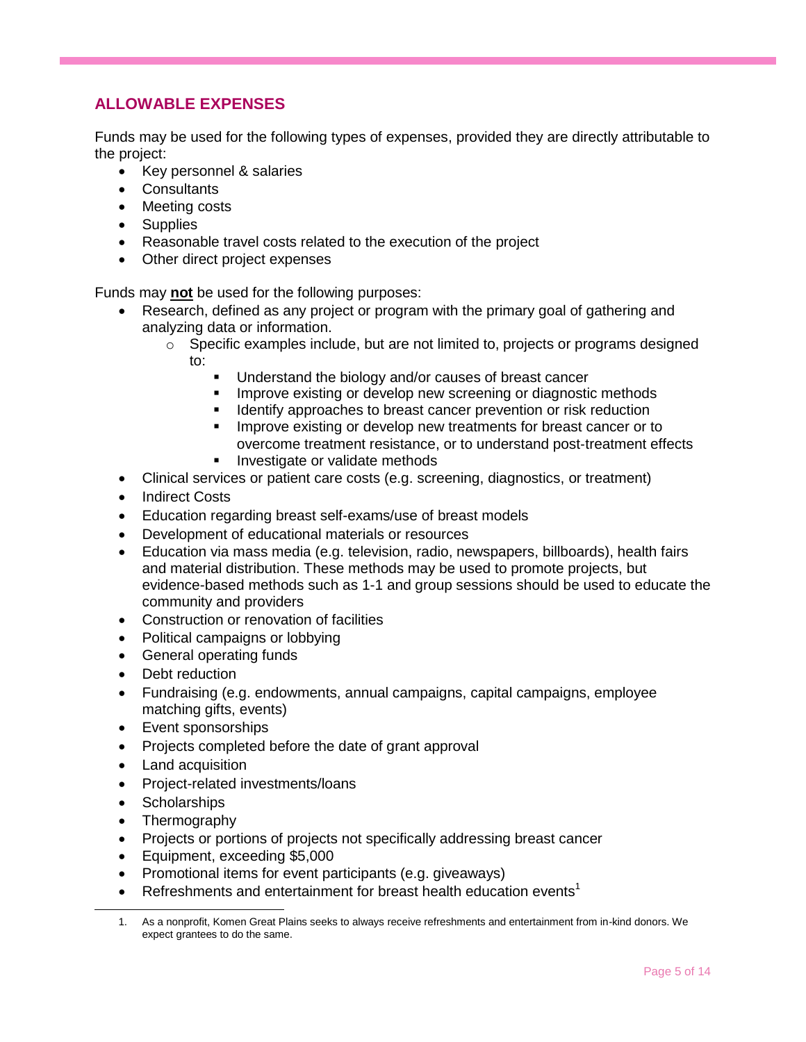## ALLOWABLE EXPENSES

Funds may be used for the following types of expenses, provided they are directly attributable to the project:

- Key personnel & salaries
- Consultants
- Meeting costs
- Supplies
- Reasonable travel costs related to the execution of the project
- Other direct project expenses

Funds may **not** be used for the following purposes:

- Research, defined as any project or program with the primary goal of gathering and analyzing data or information.
  - Specific examples include, but are not limited to, projects or programs designed to:
    - Understand the biology and/or causes of breast cancer
    - Improve existing or develop new screening or diagnostic methods
    - Identify approaches to breast cancer prevention or risk reduction
    - Improve existing or develop new treatments for breast cancer or to overcome treatment resistance, or to understand post-treatment effects
    - Investigate or validate methods
- Clinical services or patient care costs (e.g. screening, diagnostics, or treatment)
- Indirect Costs
- Education regarding breast self-exams/use of breast models
- Development of educational materials or resources
- Education via mass media (e.g. television, radio, newspapers, billboards), health fairs and material distribution. These methods may be used to promote projects, but evidence-based methods such as 1-1 and group sessions should be used to educate the community and providers
- Construction or renovation of facilities
- Political campaigns or lobbying
- General operating funds
- Debt reduction
- Fundraising (e.g. endowments, annual campaigns, capital campaigns, employee matching gifts, events)
- Event sponsorships
- Projects completed before the date of grant approval
- Land acquisition
- Project-related investments/loans
- Scholarships
- Thermography
- Projects or portions of projects not specifically addressing breast cancer
- Equipment, exceeding $5,000
- Promotional items for event participants (e.g. giveaways)
- Refreshments and entertainment for breast health education events[1]

1. As a nonprofit, Komen Great Plains seeks to always receive refreshments and entertainment from in-kind donors. We expect grantees to do the same.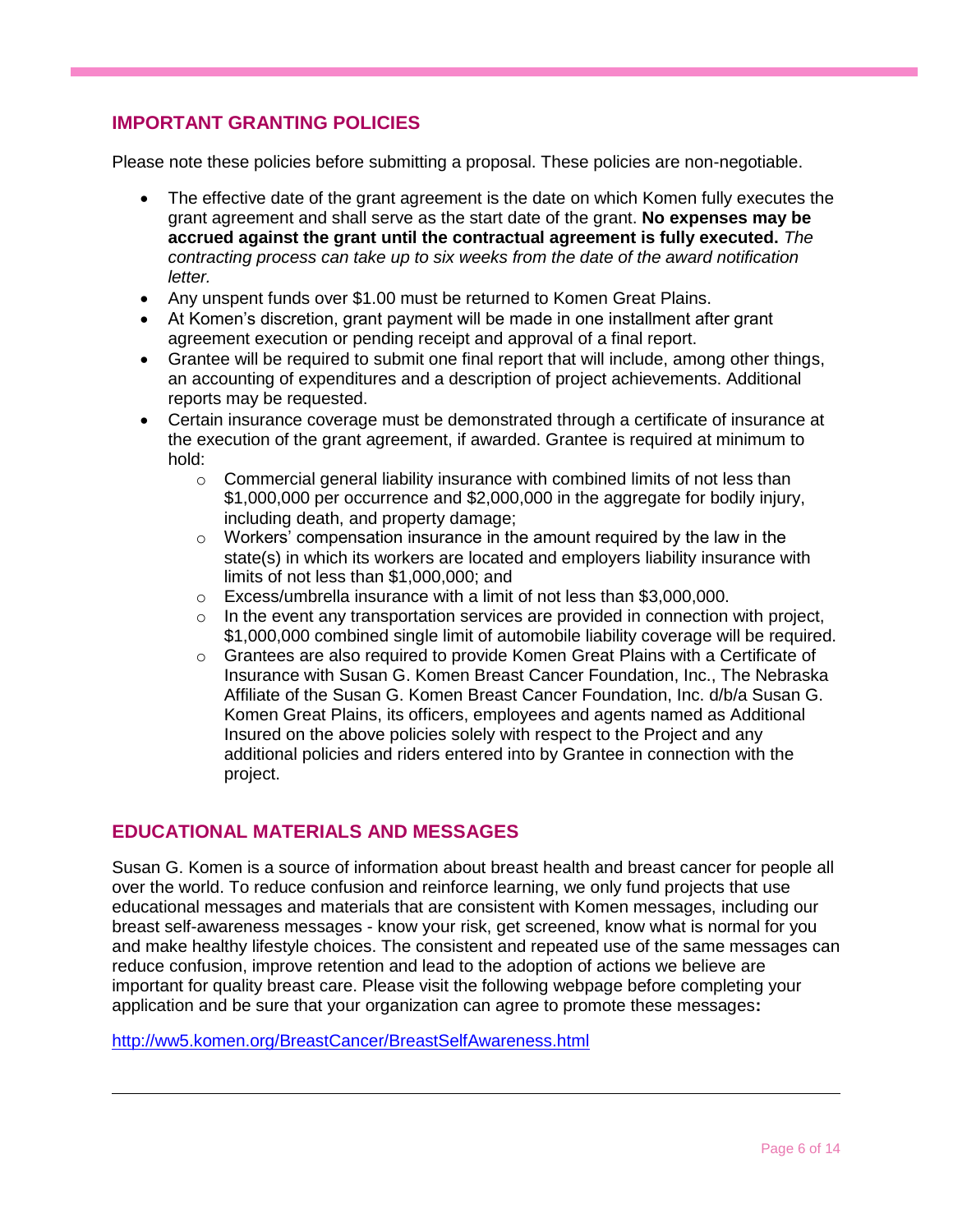## IMPORTANT GRANTING POLICIES

Please note these policies before submitting a proposal. These policies are non-negotiable.

- The effective date of the grant agreement is the date on which Komen fully executes the grant agreement and shall serve as the start date of the grant. **No expenses may be accrued against the grant until the contractual agreement is fully executed.** *The contracting process can take up to six weeks from the date of the award notification letter.*
- Any unspent funds over $1.00 must be returned to Komen Great Plains.
- At Komen's discretion, grant payment will be made in one installment after grant agreement execution or pending receipt and approval of a final report.
- Grantee will be required to submit one final report that will include, among other things, an accounting of expenditures and a description of project achievements. Additional reports may be requested.
- Certain insurance coverage must be demonstrated through a certificate of insurance at the execution of the grant agreement, if awarded. Grantee is required at minimum to hold:
    - Commercial general liability insurance with combined limits of not less than $1,000,000 per occurrence and $2,000,000 in the aggregate for bodily injury, including death, and property damage;
    - Workers' compensation insurance in the amount required by the law in the state(s) in which its workers are located and employers liability insurance with limits of not less than $1,000,000; and
    - Excess/umbrella insurance with a limit of not less than $3,000,000.
    - In the event any transportation services are provided in connection with project, $1,000,000 combined single limit of automobile liability coverage will be required.
    - Grantees are also required to provide Komen Great Plains with a Certificate of Insurance with Susan G. Komen Breast Cancer Foundation, Inc., The Nebraska Affiliate of the Susan G. Komen Breast Cancer Foundation, Inc. d/b/a Susan G. Komen Great Plains, its officers, employees and agents named as Additional Insured on the above policies solely with respect to the Project and any additional policies and riders entered into by Grantee in connection with the project.

## EDUCATIONAL MATERIALS AND MESSAGES

Susan G. Komen is a source of information about breast health and breast cancer for people all over the world. To reduce confusion and reinforce learning, we only fund projects that use educational messages and materials that are consistent with Komen messages, including our breast self-awareness messages - know your risk, get screened, know what is normal for you and make healthy lifestyle choices. The consistent and repeated use of the same messages can reduce confusion, improve retention and lead to the adoption of actions we believe are important for quality breast care. Please visit the following webpage before completing your application and be sure that your organization can agree to promote these messages**:**

http://ww5.komen.org/BreastCancer/BreastSelfAwareness.html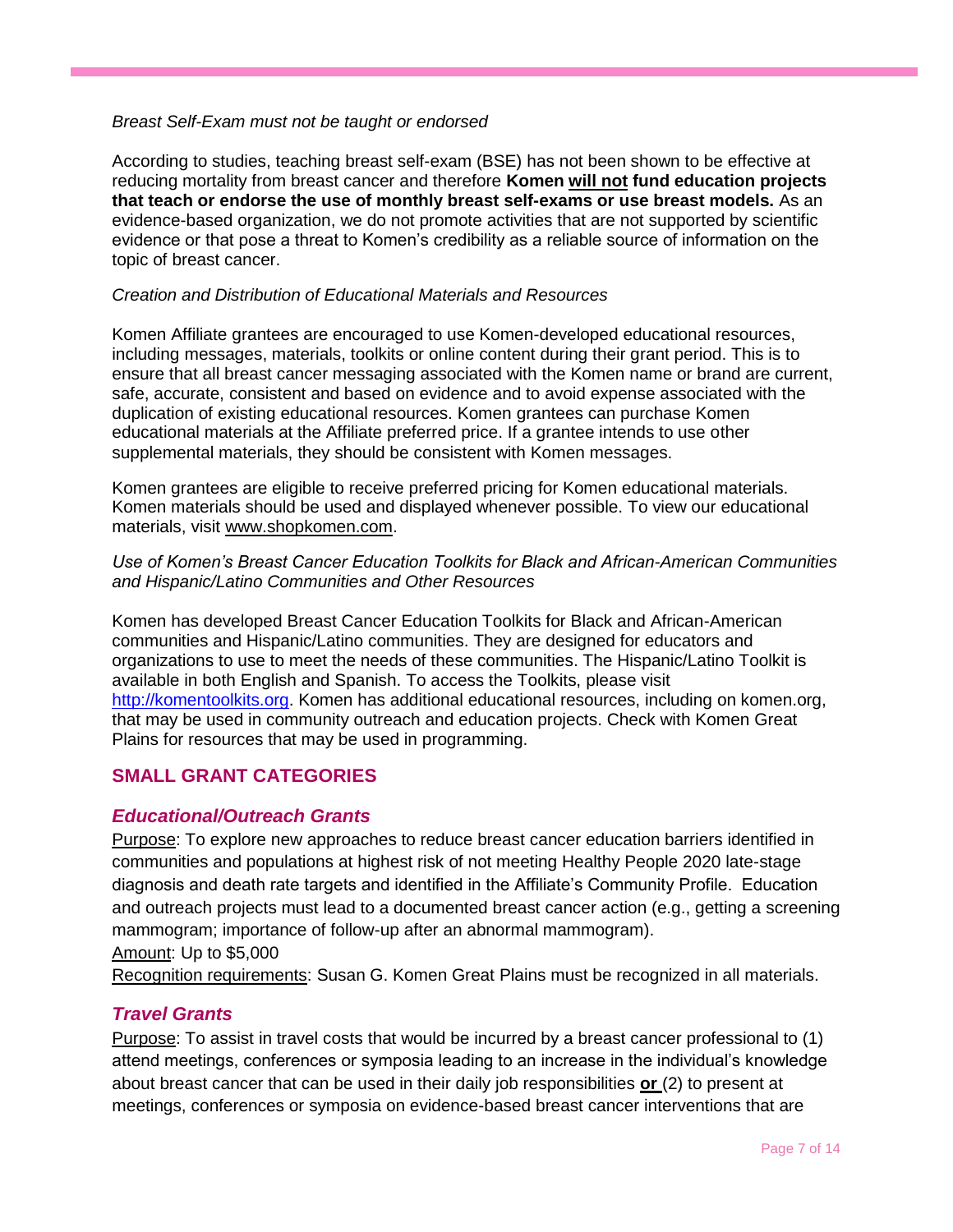*Breast Self-Exam must not be taught or endorsed*

According to studies, teaching breast self-exam (BSE) has not been shown to be effective at reducing mortality from breast cancer and therefore **Komen will not fund education projects that teach or endorse the use of monthly breast self-exams or use breast models.** As an evidence-based organization, we do not promote activities that are not supported by scientific evidence or that pose a threat to Komen's credibility as a reliable source of information on the topic of breast cancer.

*Creation and Distribution of Educational Materials and Resources*

Komen Affiliate grantees are encouraged to use Komen-developed educational resources, including messages, materials, toolkits or online content during their grant period. This is to ensure that all breast cancer messaging associated with the Komen name or brand are current, safe, accurate, consistent and based on evidence and to avoid expense associated with the duplication of existing educational resources. Komen grantees can purchase Komen educational materials at the Affiliate preferred price. If a grantee intends to use other supplemental materials, they should be consistent with Komen messages.

Komen grantees are eligible to receive preferred pricing for Komen educational materials. Komen materials should be used and displayed whenever possible. To view our educational materials, visit www.shopkomen.com.

*Use of Komen's Breast Cancer Education Toolkits for Black and African-American Communities and Hispanic/Latino Communities and Other Resources*

Komen has developed Breast Cancer Education Toolkits for Black and African-American communities and Hispanic/Latino communities. They are designed for educators and organizations to use to meet the needs of these communities. The Hispanic/Latino Toolkit is available in both English and Spanish. To access the Toolkits, please visit http://komentoolkits.org. Komen has additional educational resources, including on komen.org, that may be used in community outreach and education projects. Check with Komen Great Plains for resources that may be used in programming.

## SMALL GRANT CATEGORIES

### *Educational/Outreach Grants*

Purpose: To explore new approaches to reduce breast cancer education barriers identified in communities and populations at highest risk of not meeting Healthy People 2020 late-stage diagnosis and death rate targets and identified in the Affiliate's Community Profile. Education and outreach projects must lead to a documented breast cancer action (e.g., getting a screening mammogram; importance of follow-up after an abnormal mammogram).

Amount: Up to $5,000

Recognition requirements: Susan G. Komen Great Plains must be recognized in all materials.

### *Travel Grants*

Purpose: To assist in travel costs that would be incurred by a breast cancer professional to (1) attend meetings, conferences or symposia leading to an increase in the individual's knowledge about breast cancer that can be used in their daily job responsibilities **or** (2) to present at meetings, conferences or symposia on evidence-based breast cancer interventions that are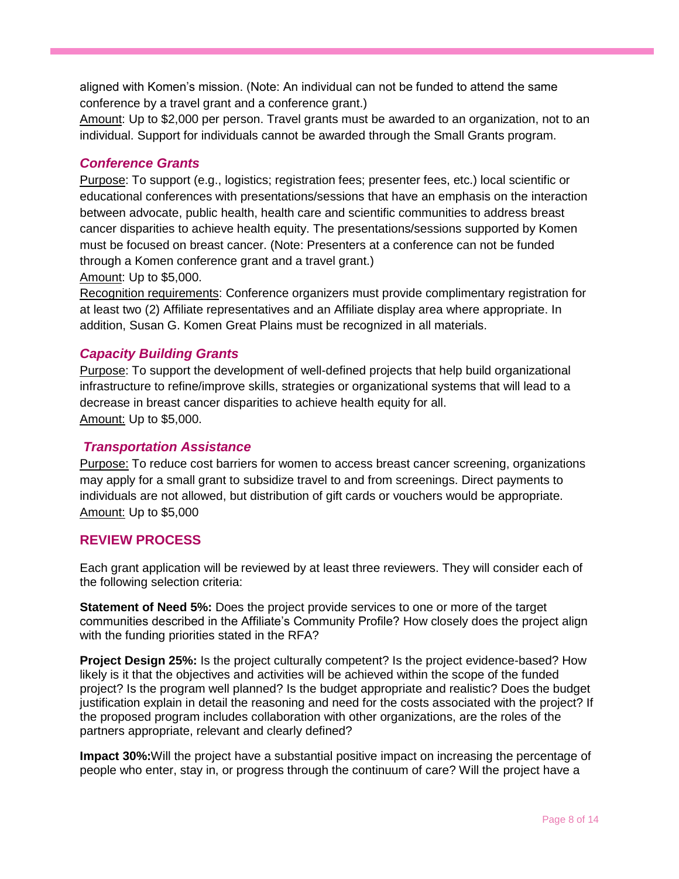aligned with Komen's mission. (Note: An individual can not be funded to attend the same conference by a travel grant and a conference grant.)

Amount: Up to $2,000 per person. Travel grants must be awarded to an organization, not to an individual. Support for individuals cannot be awarded through the Small Grants program.

### *Conference Grants*

Purpose: To support (e.g., logistics; registration fees; presenter fees, etc.) local scientific or educational conferences with presentations/sessions that have an emphasis on the interaction between advocate, public health, health care and scientific communities to address breast cancer disparities to achieve health equity. The presentations/sessions supported by Komen must be focused on breast cancer. (Note: Presenters at a conference can not be funded through a Komen conference grant and a travel grant.)

Amount: Up to $5,000.

Recognition requirements: Conference organizers must provide complimentary registration for at least two (2) Affiliate representatives and an Affiliate display area where appropriate. In addition, Susan G. Komen Great Plains must be recognized in all materials.

### *Capacity Building Grants*

Purpose: To support the development of well-defined projects that help build organizational infrastructure to refine/improve skills, strategies or organizational systems that will lead to a decrease in breast cancer disparities to achieve health equity for all.

Amount: Up to $5,000.

### *Transportation Assistance*

Purpose: To reduce cost barriers for women to access breast cancer screening, organizations may apply for a small grant to subsidize travel to and from screenings. Direct payments to individuals are not allowed, but distribution of gift cards or vouchers would be appropriate.

Amount: Up to $5,000

## REVIEW PROCESS

Each grant application will be reviewed by at least three reviewers. They will consider each of the following selection criteria:

**Statement of Need 5%:** Does the project provide services to one or more of the target communities described in the Affiliate's Community Profile? How closely does the project align with the funding priorities stated in the RFA?

**Project Design 25%:** Is the project culturally competent? Is the project evidence-based? How likely is it that the objectives and activities will be achieved within the scope of the funded project? Is the program well planned? Is the budget appropriate and realistic? Does the budget justification explain in detail the reasoning and need for the costs associated with the project? If the proposed program includes collaboration with other organizations, are the roles of the partners appropriate, relevant and clearly defined?

**Impact 30%:** Will the project have a substantial positive impact on increasing the percentage of people who enter, stay in, or progress through the continuum of care? Will the project have a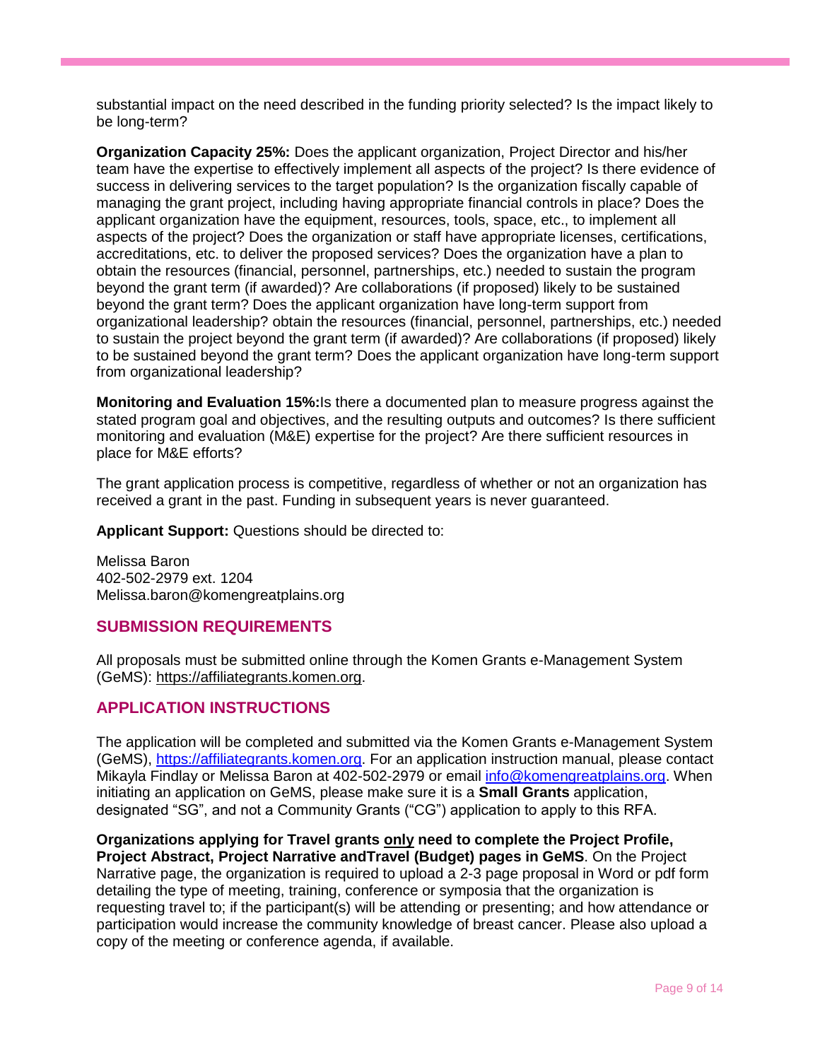substantial impact on the need described in the funding priority selected? Is the impact likely to be long-term?

**Organization Capacity 25%:** Does the applicant organization, Project Director and his/her team have the expertise to effectively implement all aspects of the project? Is there evidence of success in delivering services to the target population? Is the organization fiscally capable of managing the grant project, including having appropriate financial controls in place? Does the applicant organization have the equipment, resources, tools, space, etc., to implement all aspects of the project? Does the organization or staff have appropriate licenses, certifications, accreditations, etc. to deliver the proposed services? Does the organization have a plan to obtain the resources (financial, personnel, partnerships, etc.) needed to sustain the program beyond the grant term (if awarded)? Are collaborations (if proposed) likely to be sustained beyond the grant term? Does the applicant organization have long-term support from organizational leadership? obtain the resources (financial, personnel, partnerships, etc.) needed to sustain the project beyond the grant term (if awarded)? Are collaborations (if proposed) likely to be sustained beyond the grant term? Does the applicant organization have long-term support from organizational leadership?

**Monitoring and Evaluation 15%:**Is there a documented plan to measure progress against the stated program goal and objectives, and the resulting outputs and outcomes? Is there sufficient monitoring and evaluation (M&E) expertise for the project? Are there sufficient resources in place for M&E efforts?

The grant application process is competitive, regardless of whether or not an organization has received a grant in the past. Funding in subsequent years is never guaranteed.

**Applicant Support:** Questions should be directed to:

Melissa Baron
402-502-2979 ext. 1204
Melissa.baron@komengreatplains.org

## SUBMISSION REQUIREMENTS

All proposals must be submitted online through the Komen Grants e-Management System (GeMS): https://affiliategrants.komen.org.

## APPLICATION INSTRUCTIONS

The application will be completed and submitted via the Komen Grants e-Management System (GeMS), https://affiliategrants.komen.org. For an application instruction manual, please contact Mikayla Findlay or Melissa Baron at 402-502-2979 or email info@komengreatplains.org. When initiating an application on GeMS, please make sure it is a **Small Grants** application, designated "SG", and not a Community Grants ("CG") application to apply to this RFA.

**Organizations applying for Travel grants <u>only</u> need to complete the Project Profile, Project Abstract, Project Narrative andTravel (Budget) pages in GeMS**. On the Project Narrative page, the organization is required to upload a 2-3 page proposal in Word or pdf form detailing the type of meeting, training, conference or symposia that the organization is requesting travel to; if the participant(s) will be attending or presenting; and how attendance or participation would increase the community knowledge of breast cancer. Please also upload a copy of the meeting or conference agenda, if available.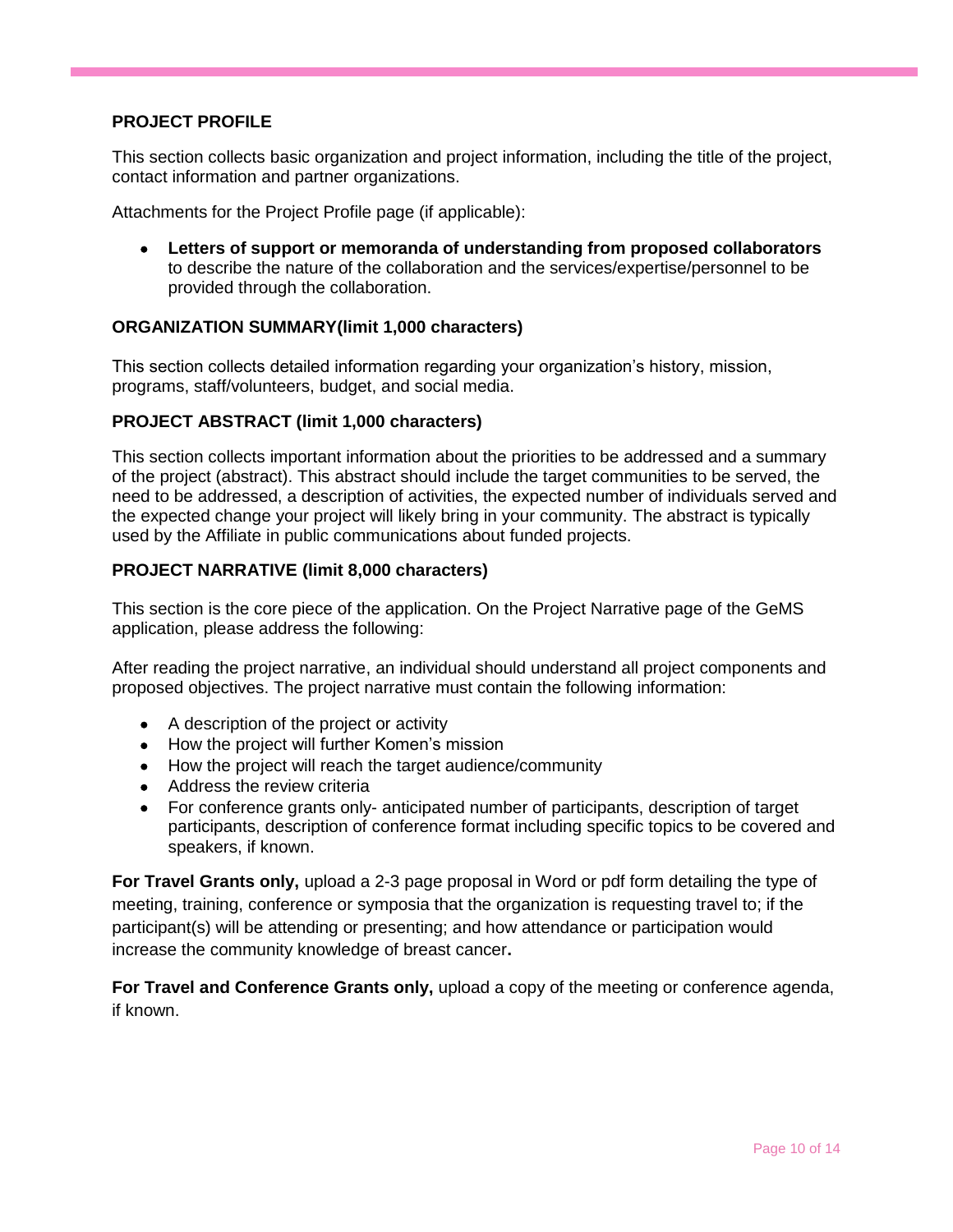## PROJECT PROFILE

This section collects basic organization and project information, including the title of the project, contact information and partner organizations.

Attachments for the Project Profile page (if applicable):

- **Letters of support or memoranda of understanding from proposed collaborators** to describe the nature of the collaboration and the services/expertise/personnel to be provided through the collaboration.

## ORGANIZATION SUMMARY(limit 1,000 characters)

This section collects detailed information regarding your organization's history, mission, programs, staff/volunteers, budget, and social media.

## PROJECT ABSTRACT (limit 1,000 characters)

This section collects important information about the priorities to be addressed and a summary of the project (abstract). This abstract should include the target communities to be served, the need to be addressed, a description of activities, the expected number of individuals served and the expected change your project will likely bring in your community. The abstract is typically used by the Affiliate in public communications about funded projects.

## PROJECT NARRATIVE (limit 8,000 characters)

This section is the core piece of the application. On the Project Narrative page of the GeMS application, please address the following:

After reading the project narrative, an individual should understand all project components and proposed objectives. The project narrative must contain the following information:

- A description of the project or activity
- How the project will further Komen's mission
- How the project will reach the target audience/community
- Address the review criteria
- For conference grants only- anticipated number of participants, description of target participants, description of conference format including specific topics to be covered and speakers, if known.

**For Travel Grants only,** upload a 2-3 page proposal in Word or pdf form detailing the type of meeting, training, conference or symposia that the organization is requesting travel to; if the participant(s) will be attending or presenting; and how attendance or participation would increase the community knowledge of breast cancer**.**

**For Travel and Conference Grants only,** upload a copy of the meeting or conference agenda, if known.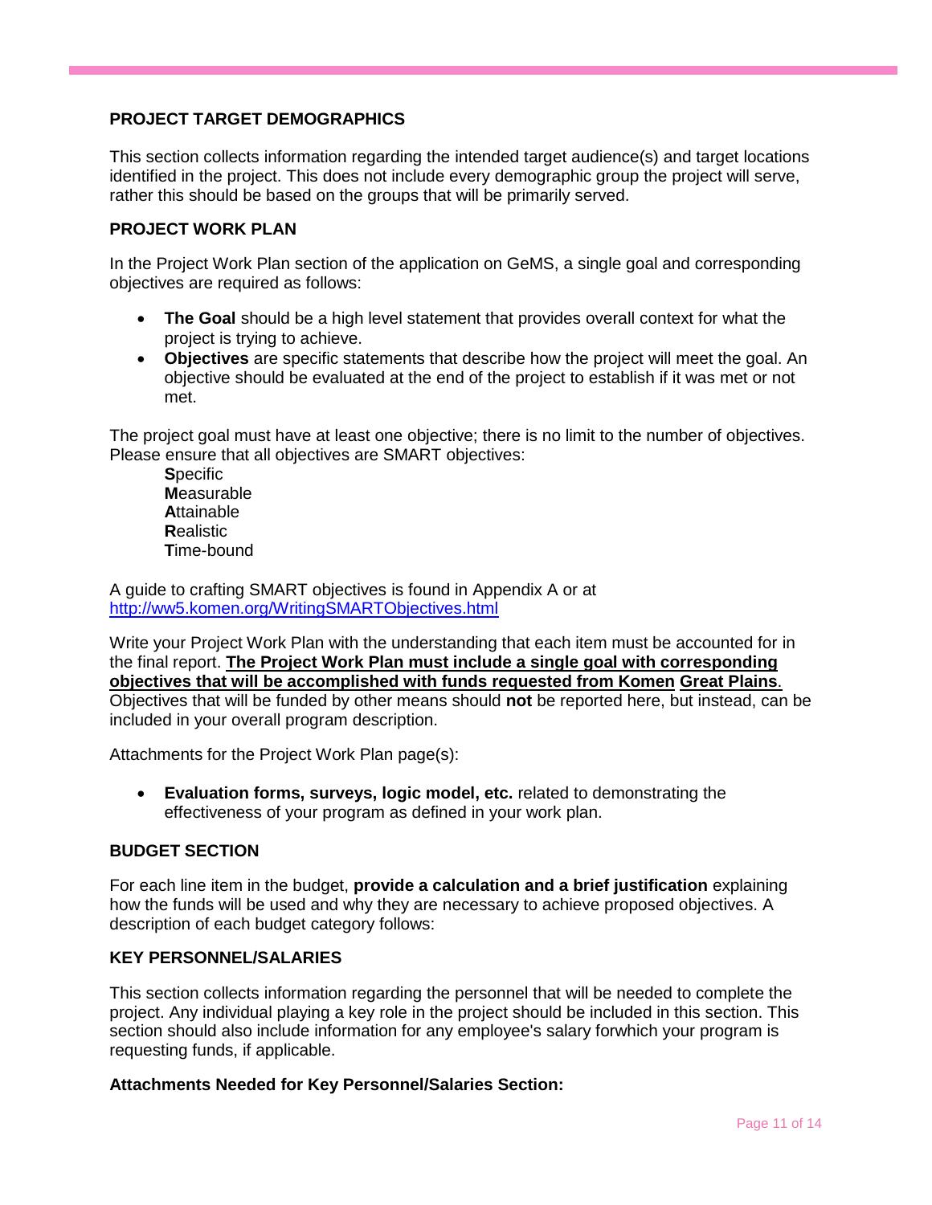## PROJECT TARGET DEMOGRAPHICS

This section collects information regarding the intended target audience(s) and target locations identified in the project. This does not include every demographic group the project will serve, rather this should be based on the groups that will be primarily served.

## PROJECT WORK PLAN

In the Project Work Plan section of the application on GeMS, a single goal and corresponding objectives are required as follows:

- **The Goal** should be a high level statement that provides overall context for what the project is trying to achieve.
- **Objectives** are specific statements that describe how the project will meet the goal. An objective should be evaluated at the end of the project to establish if it was met or not met.

The project goal must have at least one objective; there is no limit to the number of objectives. Please ensure that all objectives are SMART objectives:

**S**pecific
**M**easurable
**A**ttainable
**R**ealistic
**T**ime-bound

A guide to crafting SMART objectives is found in Appendix A or at [http://ww5.komen.org/WritingSMARTObjectives.html](http://ww5.komen.org/WritingSMARTObjectives.html)

Write your Project Work Plan with the understanding that each item must be accounted for in the final report. **The Project Work Plan must include a single goal with corresponding objectives that will be accomplished with funds requested from Komen Great Plains.** Objectives that will be funded by other means should **not** be reported here, but instead, can be included in your overall program description.

Attachments for the Project Work Plan page(s):

- **Evaluation forms, surveys, logic model, etc.** related to demonstrating the effectiveness of your program as defined in your work plan.

## BUDGET SECTION

For each line item in the budget, **provide a calculation and a brief justification** explaining how the funds will be used and why they are necessary to achieve proposed objectives. A description of each budget category follows:

## KEY PERSONNEL/SALARIES

This section collects information regarding the personnel that will be needed to complete the project. Any individual playing a key role in the project should be included in this section. This section should also include information for any employee's salary forwhich your program is requesting funds, if applicable.

**Attachments Needed for Key Personnel/Salaries Section:**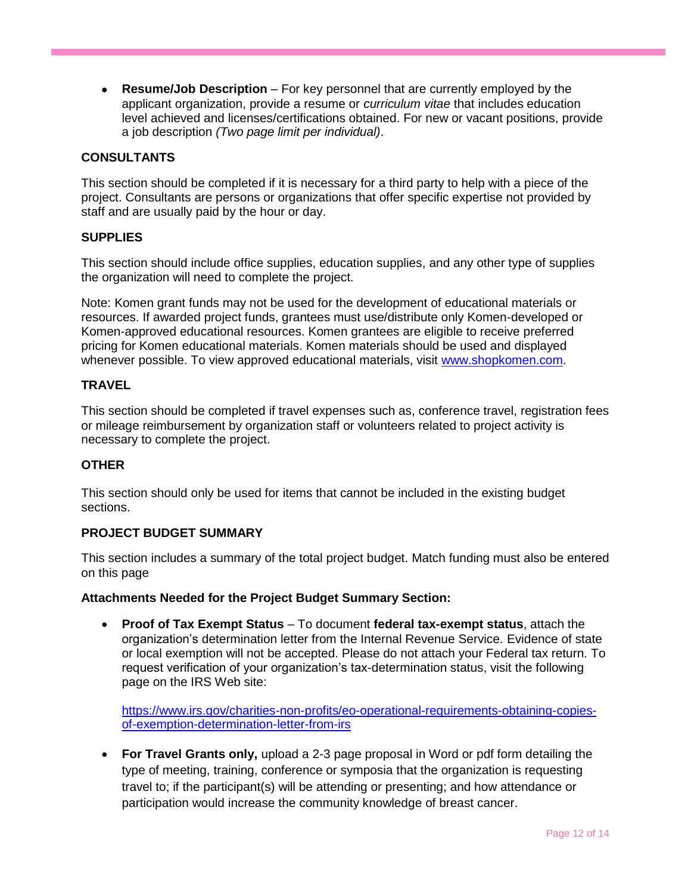- **Resume/Job Description** – For key personnel that are currently employed by the applicant organization, provide a resume or *curriculum vitae* that includes education level achieved and licenses/certifications obtained. For new or vacant positions, provide a job description *(Two page limit per individual)*.

### CONSULTANTS

This section should be completed if it is necessary for a third party to help with a piece of the project. Consultants are persons or organizations that offer specific expertise not provided by staff and are usually paid by the hour or day.

### SUPPLIES

This section should include office supplies, education supplies, and any other type of supplies the organization will need to complete the project.

Note: Komen grant funds may not be used for the development of educational materials or resources. If awarded project funds, grantees must use/distribute only Komen-developed or Komen-approved educational resources. Komen grantees are eligible to receive preferred pricing for Komen educational materials. Komen materials should be used and displayed whenever possible. To view approved educational materials, visit [www.shopkomen.com](http://www.shopkomen.com).

### TRAVEL

This section should be completed if travel expenses such as, conference travel, registration fees or mileage reimbursement by organization staff or volunteers related to project activity is necessary to complete the project.

### OTHER

This section should only be used for items that cannot be included in the existing budget sections.

### PROJECT BUDGET SUMMARY

This section includes a summary of the total project budget. Match funding must also be entered on this page

**Attachments Needed for the Project Budget Summary Section:**

- **Proof of Tax Exempt Status** – To document **federal tax-exempt status**, attach the organization's determination letter from the Internal Revenue Service. Evidence of state or local exemption will not be accepted. Please do not attach your Federal tax return. To request verification of your organization's tax-determination status, visit the following page on the IRS Web site:

  [https://www.irs.gov/charities-non-profits/eo-operational-requirements-obtaining-copies-of-exemption-determination-letter-from-irs](https://www.irs.gov/charities-non-profits/eo-operational-requirements-obtaining-copies-of-exemption-determination-letter-from-irs)

- **For Travel Grants only,** upload a 2-3 page proposal in Word or pdf form detailing the type of meeting, training, conference or symposia that the organization is requesting travel to; if the participant(s) will be attending or presenting; and how attendance or participation would increase the community knowledge of breast cancer.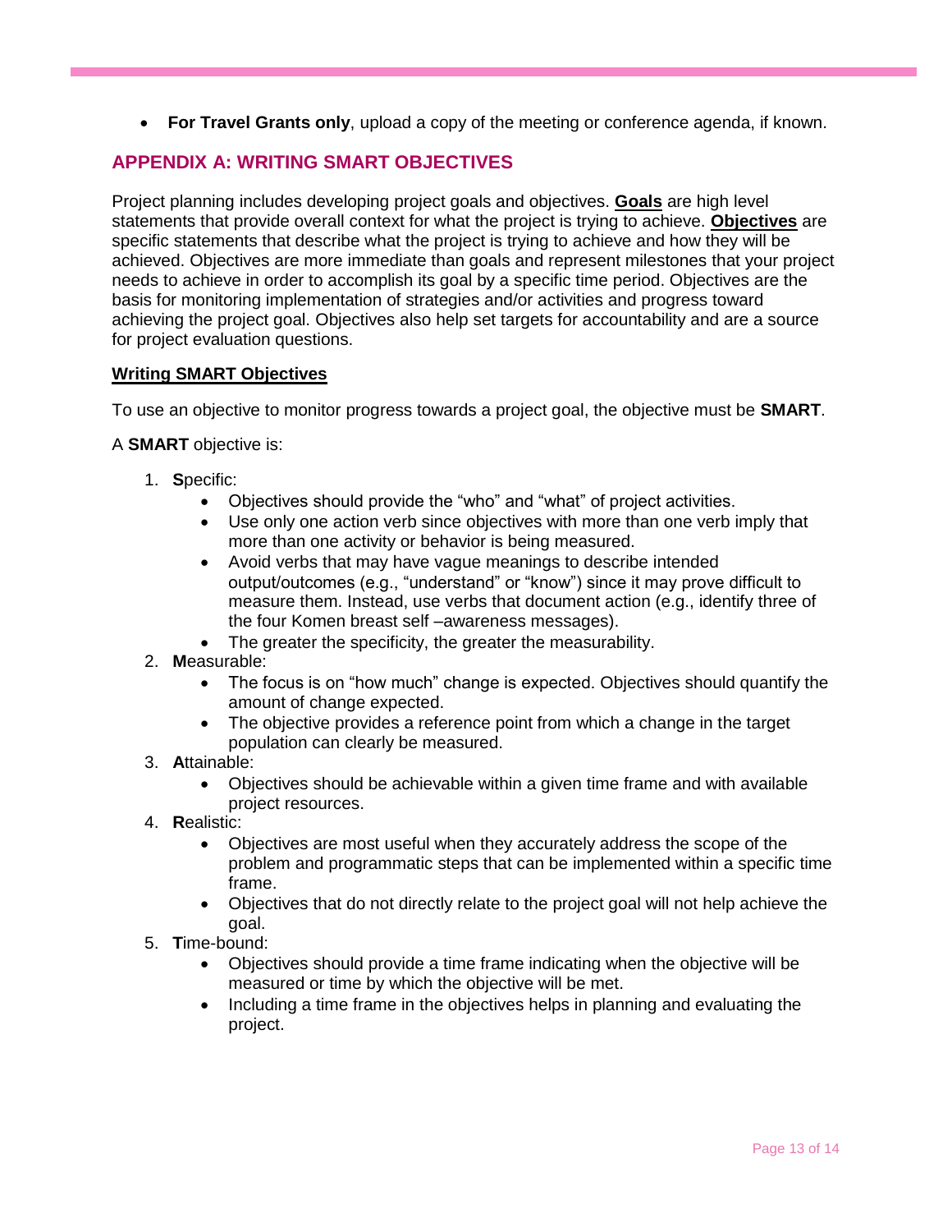- **For Travel Grants only**, upload a copy of the meeting or conference agenda, if known.

## APPENDIX A: WRITING SMART OBJECTIVES

Project planning includes developing project goals and objectives. **Goals** are high level statements that provide overall context for what the project is trying to achieve. **Objectives** are specific statements that describe what the project is trying to achieve and how they will be achieved. Objectives are more immediate than goals and represent milestones that your project needs to achieve in order to accomplish its goal by a specific time period. Objectives are the basis for monitoring implementation of strategies and/or activities and progress toward achieving the project goal. Objectives also help set targets for accountability and are a source for project evaluation questions.

### Writing SMART Objectives

To use an objective to monitor progress towards a project goal, the objective must be **SMART**.

A **SMART** objective is:

1. **S**pecific:
   - Objectives should provide the "who" and "what" of project activities.
   - Use only one action verb since objectives with more than one verb imply that more than one activity or behavior is being measured.
   - Avoid verbs that may have vague meanings to describe intended output/outcomes (e.g., "understand" or "know") since it may prove difficult to measure them. Instead, use verbs that document action (e.g., identify three of the four Komen breast self –awareness messages).
   - The greater the specificity, the greater the measurability.
2. **M**easurable:
   - The focus is on "how much" change is expected. Objectives should quantify the amount of change expected.
   - The objective provides a reference point from which a change in the target population can clearly be measured.
3. **A**ttainable:
   - Objectives should be achievable within a given time frame and with available project resources.
4. **R**ealistic:
   - Objectives are most useful when they accurately address the scope of the problem and programmatic steps that can be implemented within a specific time frame.
   - Objectives that do not directly relate to the project goal will not help achieve the goal.
5. **T**ime-bound:
   - Objectives should provide a time frame indicating when the objective will be measured or time by which the objective will be met.
   - Including a time frame in the objectives helps in planning and evaluating the project.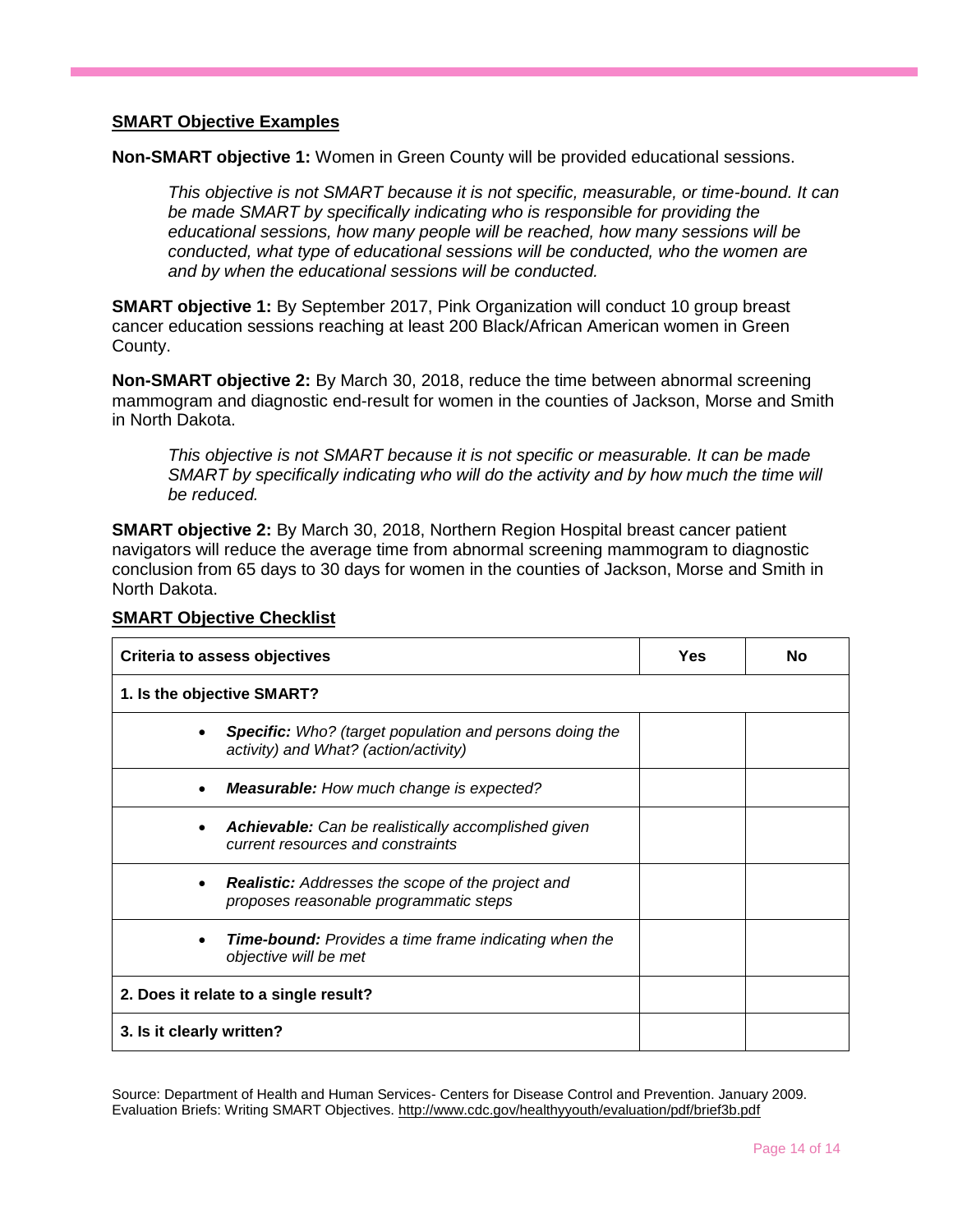## SMART Objective Examples

**Non-SMART objective 1:** Women in Green County will be provided educational sessions.

> *This objective is not SMART because it is not specific, measurable, or time-bound. It can be made SMART by specifically indicating who is responsible for providing the educational sessions, how many people will be reached, how many sessions will be conducted, what type of educational sessions will be conducted, who the women are and by when the educational sessions will be conducted.*

**SMART objective 1:** By September 2017, Pink Organization will conduct 10 group breast cancer education sessions reaching at least 200 Black/African American women in Green County.

**Non-SMART objective 2:** By March 30, 2018, reduce the time between abnormal screening mammogram and diagnostic end-result for women in the counties of Jackson, Morse and Smith in North Dakota.

> *This objective is not SMART because it is not specific or measurable. It can be made SMART by specifically indicating who will do the activity and by how much the time will be reduced.*

**SMART objective 2:** By March 30, 2018, Northern Region Hospital breast cancer patient navigators will reduce the average time from abnormal screening mammogram to diagnostic conclusion from 65 days to 30 days for women in the counties of Jackson, Morse and Smith in North Dakota.

## SMART Objective Checklist

| Criteria to assess objectives | Yes | No |
|---|---|---|
| **1. Is the objective SMART?** | | |
| • ***Specific:*** *Who? (target population and persons doing the activity) and What? (action/activity)* | | |
| • ***Measurable:*** *How much change is expected?* | | |
| • ***Achievable:*** *Can be realistically accomplished given current resources and constraints* | | |
| • ***Realistic:*** *Addresses the scope of the project and proposes reasonable programmatic steps* | | |
| • ***Time-bound:*** *Provides a time frame indicating when the objective will be met* | | |
| **2. Does it relate to a single result?** | | |
| **3. Is it clearly written?** | | |

Source: Department of Health and Human Services- Centers for Disease Control and Prevention. January 2009. Evaluation Briefs: Writing SMART Objectives. http://www.cdc.gov/healthyyouth/evaluation/pdf/brief3b.pdf